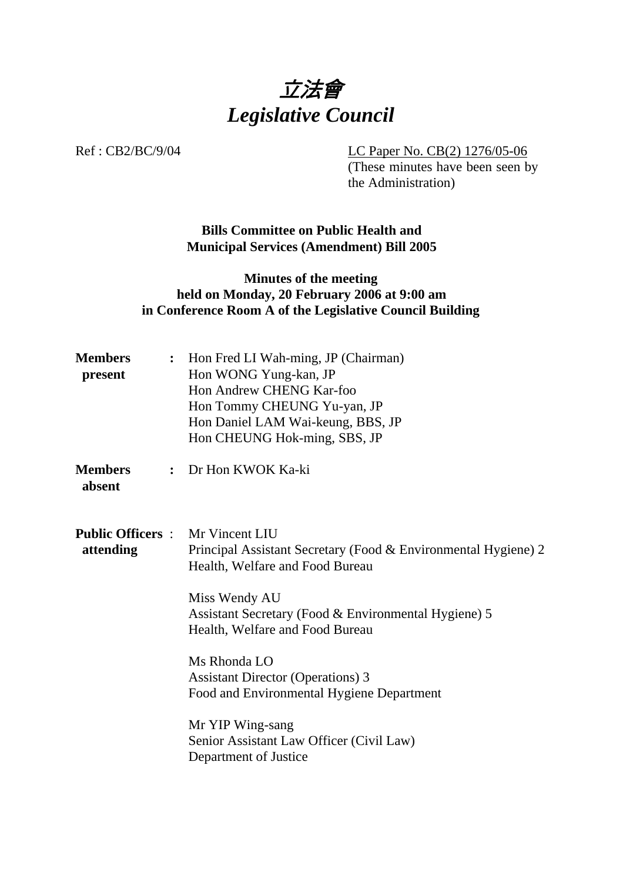# 立法會
# *Legislative Council*

Ref : CB2/BC/9/04

LC Paper No. CB(2) 1276/05-06
(These minutes have been seen by the Administration)

**Bills Committee on Public Health and Municipal Services (Amendment) Bill 2005**

**Minutes of the meeting held on Monday, 20 February 2006 at 9:00 am in Conference Room A of the Legislative Council Building**

**Members present** : Hon Fred LI Wah-ming, JP (Chairman)
Hon WONG Yung-kan, JP
Hon Andrew CHENG Kar-foo
Hon Tommy CHEUNG Yu-yan, JP
Hon Daniel LAM Wai-keung, BBS, JP
Hon CHEUNG Hok-ming, SBS, JP

**Members absent** : Dr Hon KWOK Ka-ki

**Public Officers attending** : Mr Vincent LIU
Principal Assistant Secretary (Food & Environmental Hygiene) 2
Health, Welfare and Food Bureau

Miss Wendy AU
Assistant Secretary (Food & Environmental Hygiene) 5
Health, Welfare and Food Bureau

Ms Rhonda LO
Assistant Director (Operations) 3
Food and Environmental Hygiene Department

Mr YIP Wing-sang
Senior Assistant Law Officer (Civil Law)
Department of Justice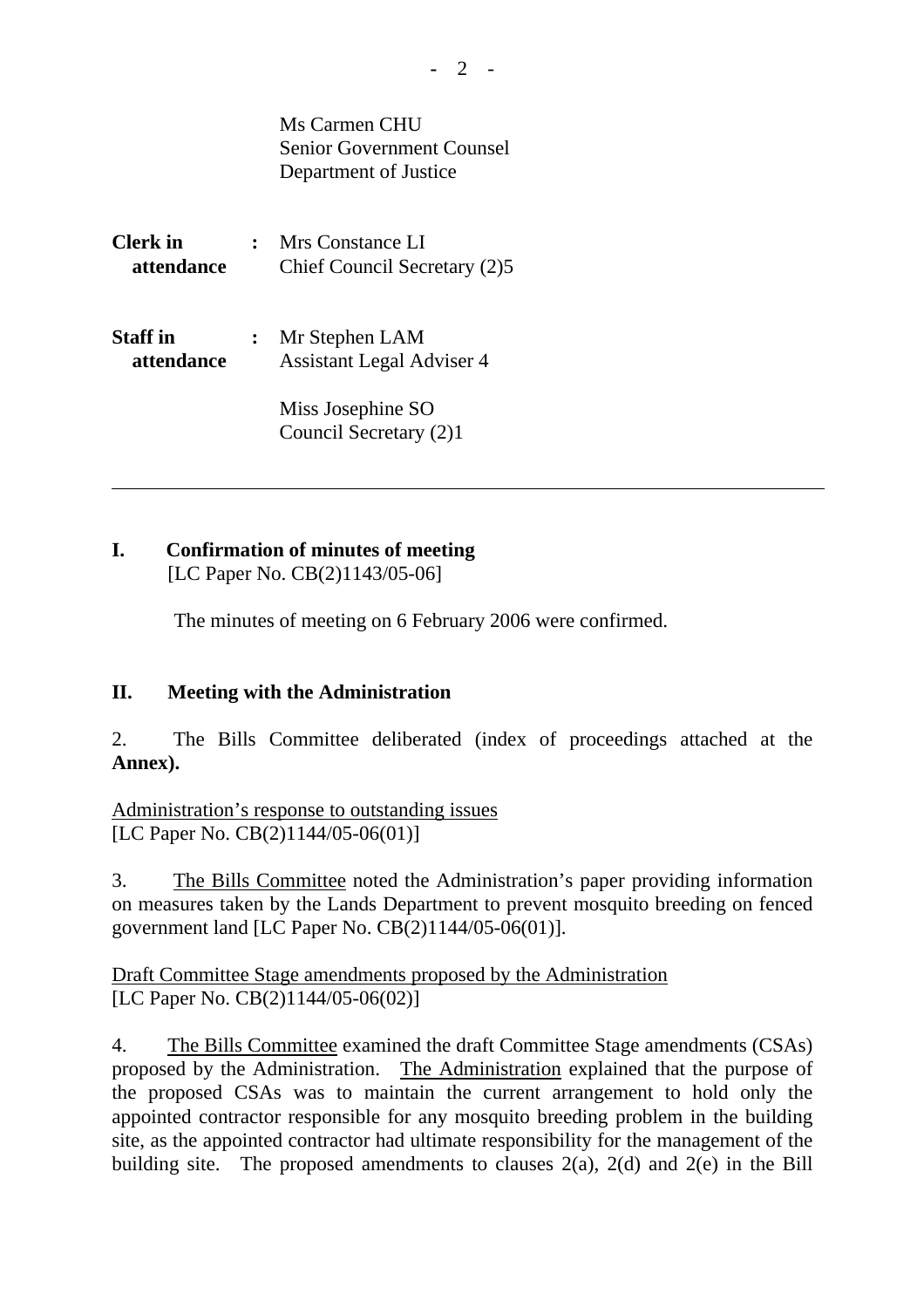Ms Carmen CHU
Senior Government Counsel
Department of Justice

**Clerk in attendance** : Mrs Constance LI
Chief Council Secretary (2)5

**Staff in attendance** : Mr Stephen LAM
Assistant Legal Adviser 4

Miss Josephine SO
Council Secretary (2)1

---

## I. Confirmation of minutes of meeting
[LC Paper No. CB(2)1143/05-06]

The minutes of meeting on 6 February 2006 were confirmed.

## II. Meeting with the Administration

2. The Bills Committee deliberated (index of proceedings attached at the **Annex).**

Administration's response to outstanding issues
[LC Paper No. CB(2)1144/05-06(01)]

3. The Bills Committee noted the Administration's paper providing information on measures taken by the Lands Department to prevent mosquito breeding on fenced government land [LC Paper No. CB(2)1144/05-06(01)].

Draft Committee Stage amendments proposed by the Administration
[LC Paper No. CB(2)1144/05-06(02)]

4. The Bills Committee examined the draft Committee Stage amendments (CSAs) proposed by the Administration. The Administration explained that the purpose of the proposed CSAs was to maintain the current arrangement to hold only the appointed contractor responsible for any mosquito breeding problem in the building site, as the appointed contractor had ultimate responsibility for the management of the building site. The proposed amendments to clauses 2(a), 2(d) and 2(e) in the Bill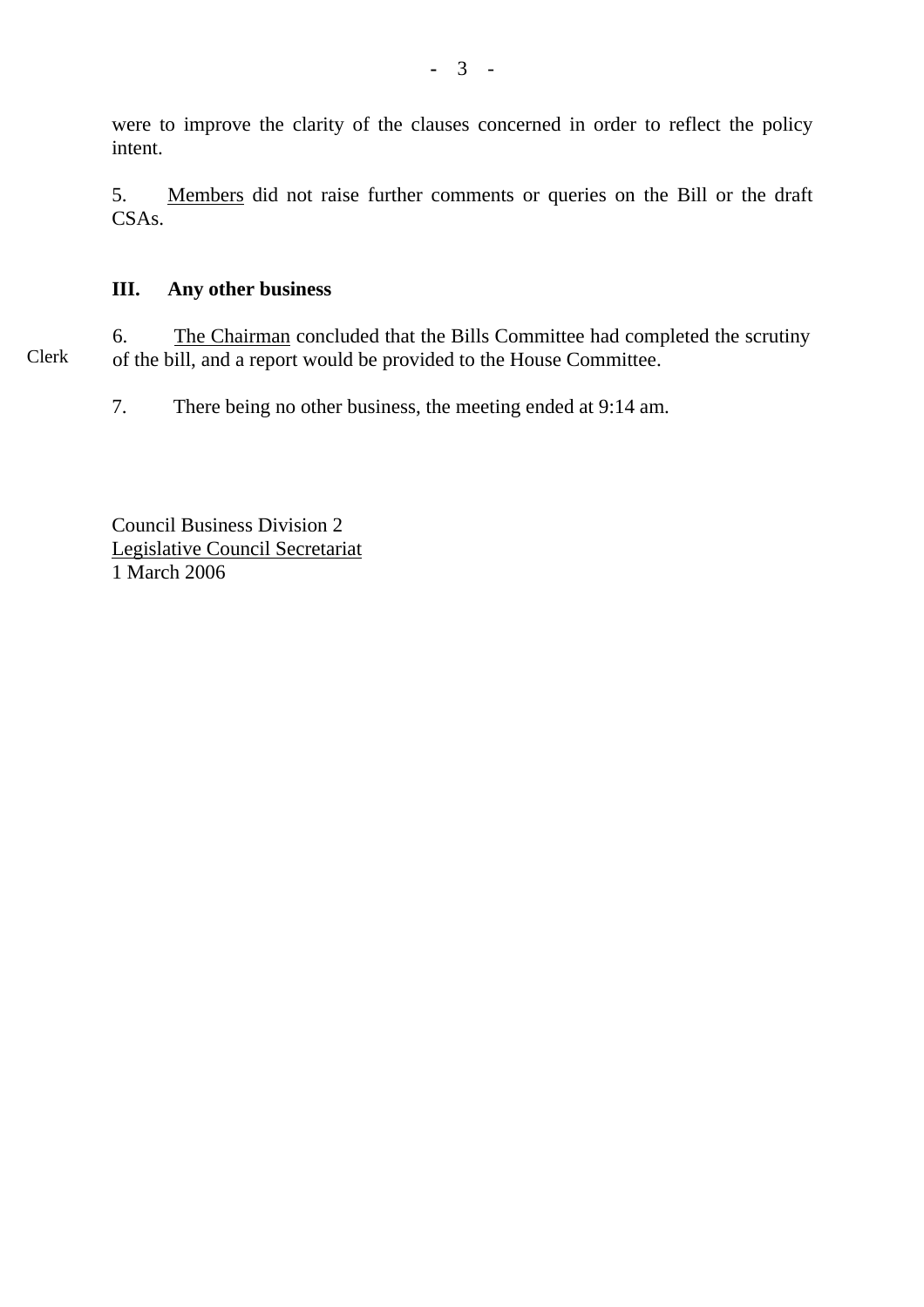were to improve the clarity of the clauses concerned in order to reflect the policy intent.

5. Members did not raise further comments or queries on the Bill or the draft CSAs.

### III. Any other business

6. The Chairman concluded that the Bills Committee had completed the scrutiny of the bill, and a report would be provided to the House Committee.

Clerk

7. There being no other business, the meeting ended at 9:14 am.

Council Business Division 2
Legislative Council Secretariat
1 March 2006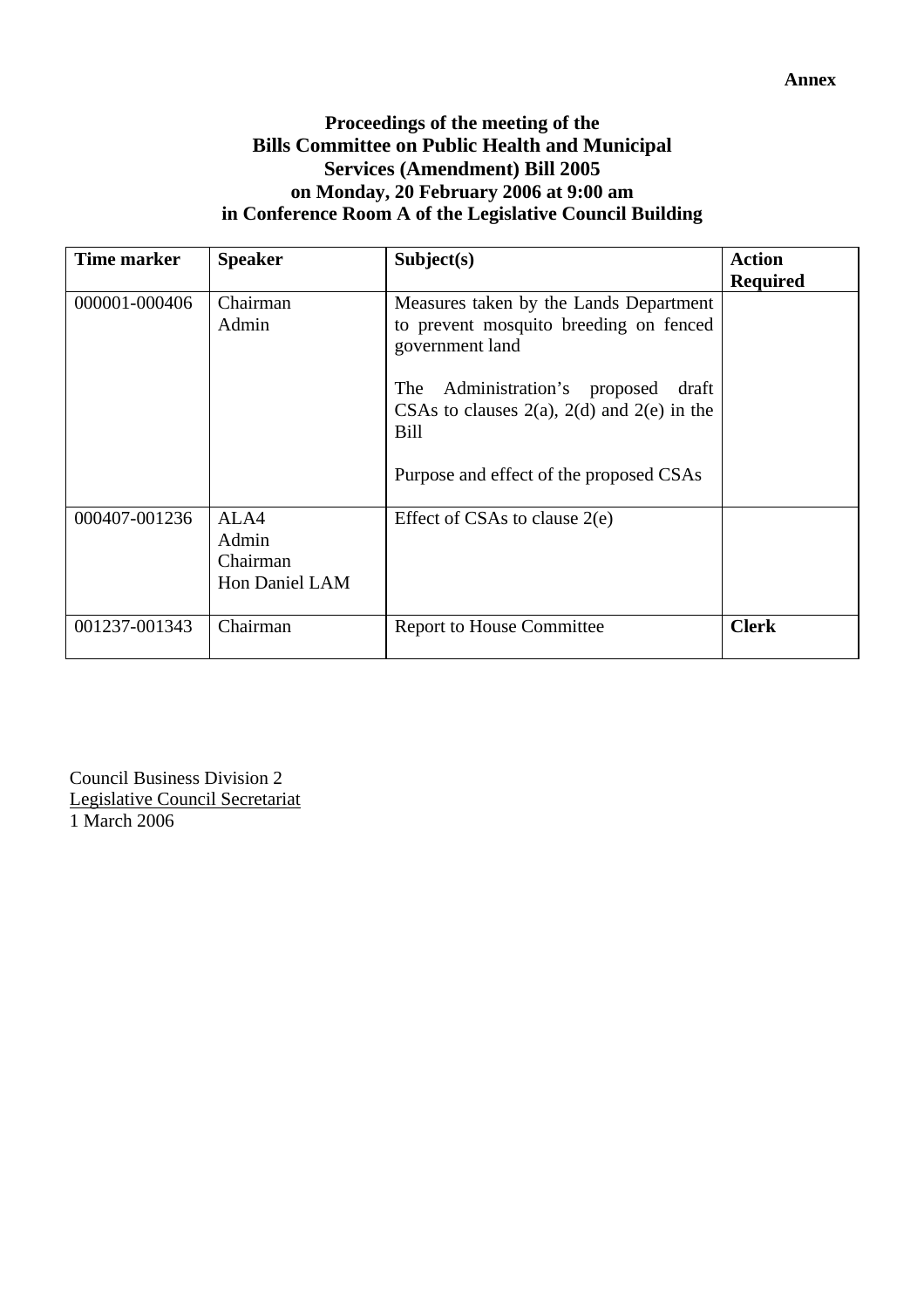**Annex**

**Proceedings of the meeting of the Bills Committee on Public Health and Municipal Services (Amendment) Bill 2005 on Monday, 20 February 2006 at 9:00 am in Conference Room A of the Legislative Council Building**

| Time marker | Speaker | Subject(s) | Action Required |
|---|---|---|---|
| 000001-000406 | Chairman<br>Admin | Measures taken by the Lands Department to prevent mosquito breeding on fenced government land<br><br>The Administration's proposed draft CSAs to clauses 2(a), 2(d) and 2(e) in the Bill<br><br>Purpose and effect of the proposed CSAs | |
| 000407-001236 | ALA4<br>Admin<br>Chairman<br>Hon Daniel LAM | Effect of CSAs to clause 2(e) | |
| 001237-001343 | Chairman | Report to House Committee | **Clerk** |

Council Business Division 2
Legislative Council Secretariat
1 March 2006